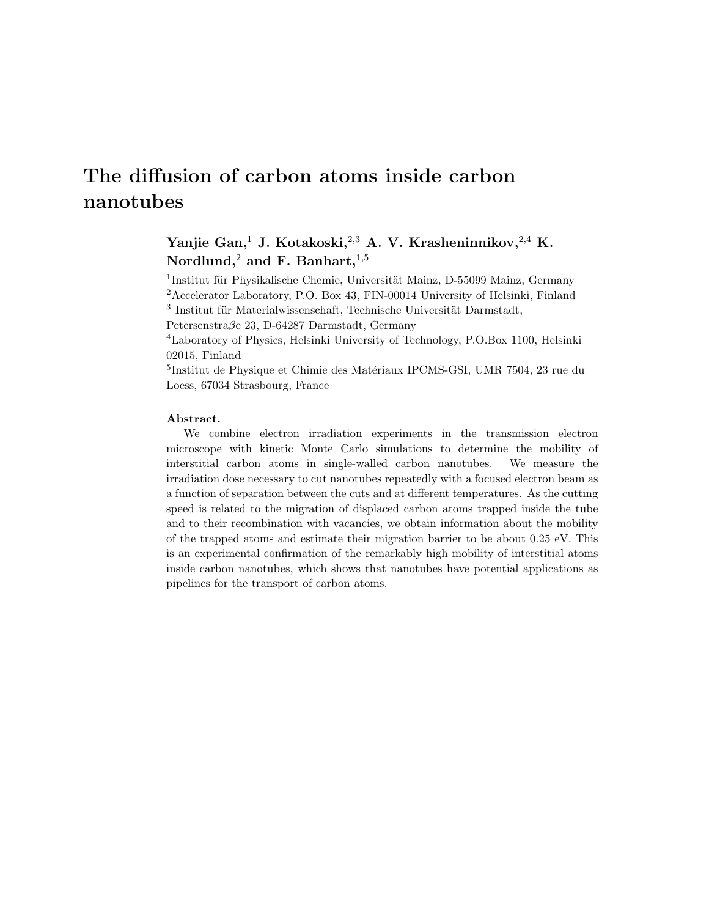# The diffusion of carbon atoms inside carbon nanotubes

**Yanjie Gan,[1] J. Kotakoski,[2,3] A. V. Krasheninnikov,[2,4] K. Nordlund,[2] and F. Banhart,[1,5]**

[1]Institut für Physikalische Chemie, Universität Mainz, D-55099 Mainz, Germany
[2]Accelerator Laboratory, P.O. Box 43, FIN-00014 University of Helsinki, Finland
[3] Institut für Materialwissenschaft, Technische Universität Darmstadt, Petersenstra$\beta$e 23, D-64287 Darmstadt, Germany
[4]Laboratory of Physics, Helsinki University of Technology, P.O.Box 1100, Helsinki 02015, Finland
[5]Institut de Physique et Chimie des Matériaux IPCMS-GSI, UMR 7504, 23 rue du Loess, 67034 Strasbourg, France

**Abstract.**

We combine electron irradiation experiments in the transmission electron microscope with kinetic Monte Carlo simulations to determine the mobility of interstitial carbon atoms in single-walled carbon nanotubes. We measure the irradiation dose necessary to cut nanotubes repeatedly with a focused electron beam as a function of separation between the cuts and at different temperatures. As the cutting speed is related to the migration of displaced carbon atoms trapped inside the tube and to their recombination with vacancies, we obtain information about the mobility of the trapped atoms and estimate their migration barrier to be about 0.25 eV. This is an experimental confirmation of the remarkably high mobility of interstitial atoms inside carbon nanotubes, which shows that nanotubes have potential applications as pipelines for the transport of carbon atoms.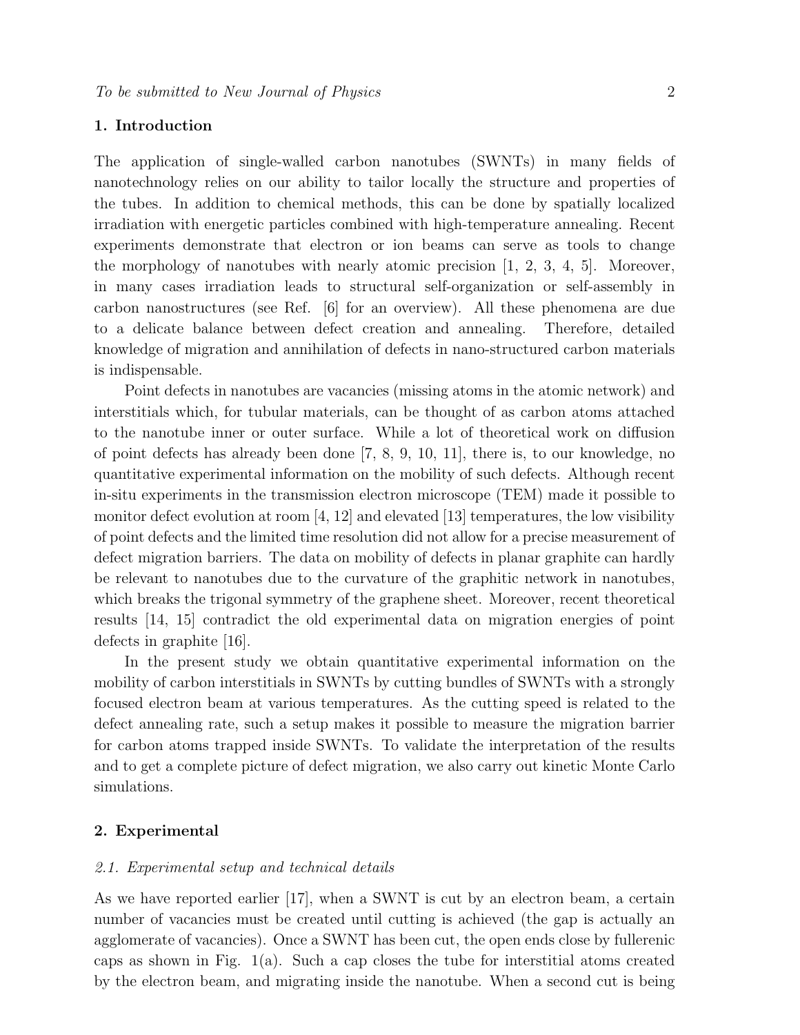## 1. Introduction

The application of single-walled carbon nanotubes (SWNTs) in many fields of nanotechnology relies on our ability to tailor locally the structure and properties of the tubes. In addition to chemical methods, this can be done by spatially localized irradiation with energetic particles combined with high-temperature annealing. Recent experiments demonstrate that electron or ion beams can serve as tools to change the morphology of nanotubes with nearly atomic precision [1, 2, 3, 4, 5]. Moreover, in many cases irradiation leads to structural self-organization or self-assembly in carbon nanostructures (see Ref. [6] for an overview). All these phenomena are due to a delicate balance between defect creation and annealing. Therefore, detailed knowledge of migration and annihilation of defects in nano-structured carbon materials is indispensable.

Point defects in nanotubes are vacancies (missing atoms in the atomic network) and interstitials which, for tubular materials, can be thought of as carbon atoms attached to the nanotube inner or outer surface. While a lot of theoretical work on diffusion of point defects has already been done [7, 8, 9, 10, 11], there is, to our knowledge, no quantitative experimental information on the mobility of such defects. Although recent in-situ experiments in the transmission electron microscope (TEM) made it possible to monitor defect evolution at room [4, 12] and elevated [13] temperatures, the low visibility of point defects and the limited time resolution did not allow for a precise measurement of defect migration barriers. The data on mobility of defects in planar graphite can hardly be relevant to nanotubes due to the curvature of the graphitic network in nanotubes, which breaks the trigonal symmetry of the graphene sheet. Moreover, recent theoretical results [14, 15] contradict the old experimental data on migration energies of point defects in graphite [16].

In the present study we obtain quantitative experimental information on the mobility of carbon interstitials in SWNTs by cutting bundles of SWNTs with a strongly focused electron beam at various temperatures. As the cutting speed is related to the defect annealing rate, such a setup makes it possible to measure the migration barrier for carbon atoms trapped inside SWNTs. To validate the interpretation of the results and to get a complete picture of defect migration, we also carry out kinetic Monte Carlo simulations.

## 2. Experimental

### *2.1. Experimental setup and technical details*

As we have reported earlier [17], when a SWNT is cut by an electron beam, a certain number of vacancies must be created until cutting is achieved (the gap is actually an agglomerate of vacancies). Once a SWNT has been cut, the open ends close by fullerenic caps as shown in Fig. 1(a). Such a cap closes the tube for interstitial atoms created by the electron beam, and migrating inside the nanotube. When a second cut is being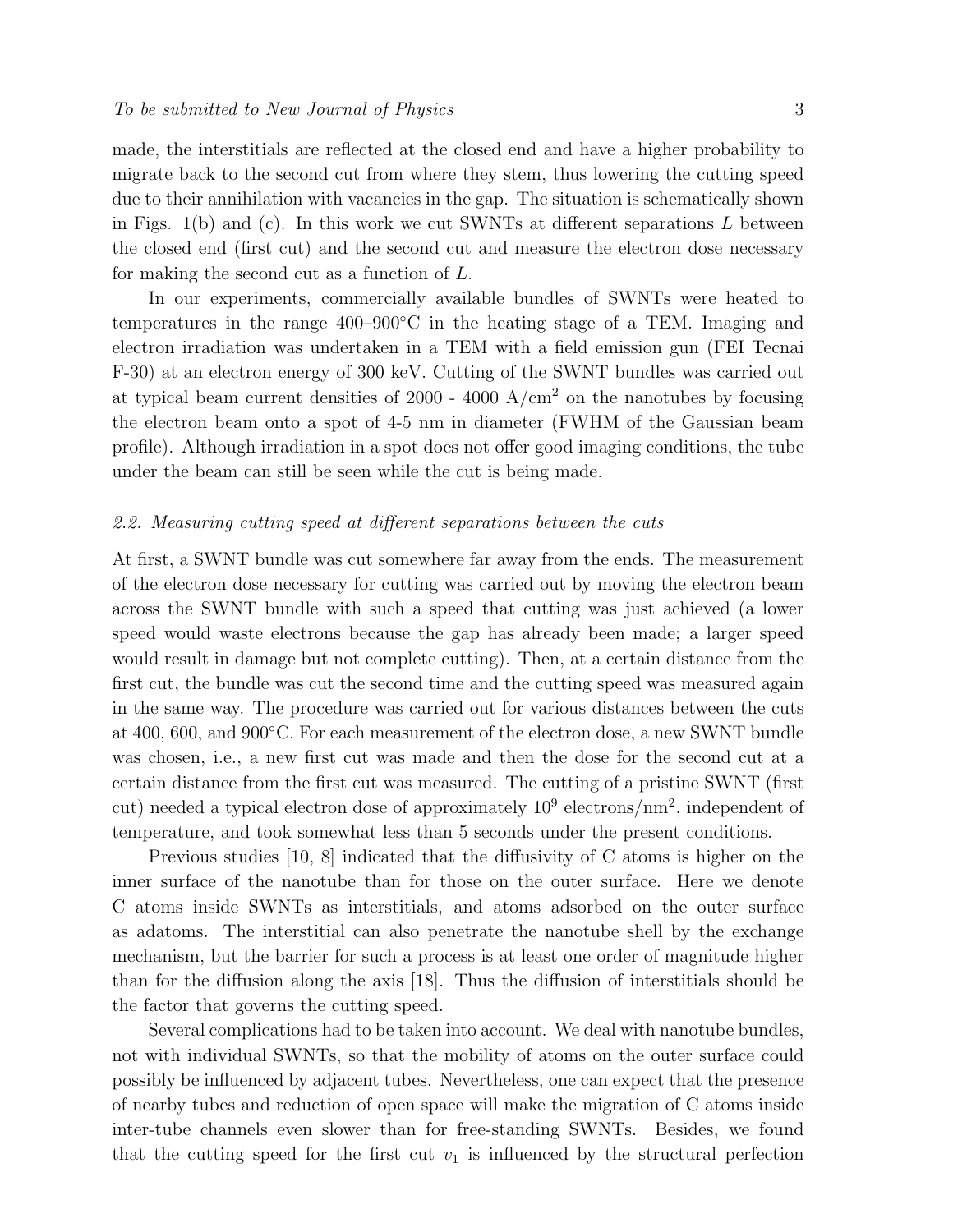made, the interstitials are reflected at the closed end and have a higher probability to migrate back to the second cut from where they stem, thus lowering the cutting speed due to their annihilation with vacancies in the gap. The situation is schematically shown in Figs. 1(b) and (c). In this work we cut SWNTs at different separations $L$ between the closed end (first cut) and the second cut and measure the electron dose necessary for making the second cut as a function of $L$.

In our experiments, commercially available bundles of SWNTs were heated to temperatures in the range 400–900°C in the heating stage of a TEM. Imaging and electron irradiation was undertaken in a TEM with a field emission gun (FEI Tecnai F-30) at an electron energy of 300 keV. Cutting of the SWNT bundles was carried out at typical beam current densities of 2000 - 4000 A/cm$^2$ on the nanotubes by focusing the electron beam onto a spot of 4-5 nm in diameter (FWHM of the Gaussian beam profile). Although irradiation in a spot does not offer good imaging conditions, the tube under the beam can still be seen while the cut is being made.

### *2.2. Measuring cutting speed at different separations between the cuts*

At first, a SWNT bundle was cut somewhere far away from the ends. The measurement of the electron dose necessary for cutting was carried out by moving the electron beam across the SWNT bundle with such a speed that cutting was just achieved (a lower speed would waste electrons because the gap has already been made; a larger speed would result in damage but not complete cutting). Then, at a certain distance from the first cut, the bundle was cut the second time and the cutting speed was measured again in the same way. The procedure was carried out for various distances between the cuts at 400, 600, and 900°C. For each measurement of the electron dose, a new SWNT bundle was chosen, i.e., a new first cut was made and then the dose for the second cut at a certain distance from the first cut was measured. The cutting of a pristine SWNT (first cut) needed a typical electron dose of approximately $10^9$ electrons/nm$^2$, independent of temperature, and took somewhat less than 5 seconds under the present conditions.

Previous studies [10, 8] indicated that the diffusivity of C atoms is higher on the inner surface of the nanotube than for those on the outer surface. Here we denote C atoms inside SWNTs as interstitials, and atoms adsorbed on the outer surface as adatoms. The interstitial can also penetrate the nanotube shell by the exchange mechanism, but the barrier for such a process is at least one order of magnitude higher than for the diffusion along the axis [18]. Thus the diffusion of interstitials should be the factor that governs the cutting speed.

Several complications had to be taken into account. We deal with nanotube bundles, not with individual SWNTs, so that the mobility of atoms on the outer surface could possibly be influenced by adjacent tubes. Nevertheless, one can expect that the presence of nearby tubes and reduction of open space will make the migration of C atoms inside inter-tube channels even slower than for free-standing SWNTs. Besides, we found that the cutting speed for the first cut $v_1$ is influenced by the structural perfection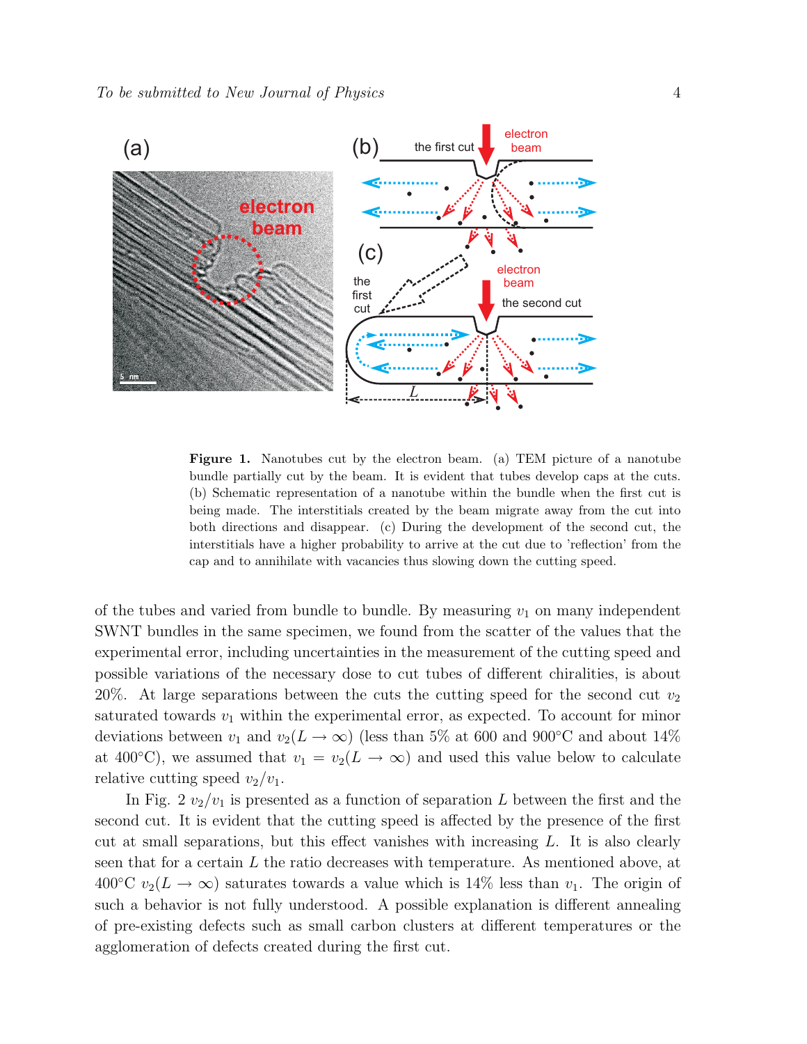**Figure 1.** Nanotubes cut by the electron beam. (a) TEM picture of a nanotube bundle partially cut by the beam. It is evident that tubes develop caps at the cuts. (b) Schematic representation of a nanotube within the bundle when the first cut is being made. The interstitials created by the beam migrate away from the cut into both directions and disappear. (c) During the development of the second cut, the interstitials have a higher probability to arrive at the cut due to 'reflection' from the cap and to annihilate with vacancies thus slowing down the cutting speed.

of the tubes and varied from bundle to bundle. By measuring $v_1$ on many independent SWNT bundles in the same specimen, we found from the scatter of the values that the experimental error, including uncertainties in the measurement of the cutting speed and possible variations of the necessary dose to cut tubes of different chiralities, is about 20%. At large separations between the cuts the cutting speed for the second cut $v_2$ saturated towards $v_1$ within the experimental error, as expected. To account for minor deviations between $v_1$ and $v_2(L \to \infty)$ (less than 5% at 600 and 900°C and about 14% at 400°C), we assumed that $v_1 = v_2(L \to \infty)$ and used this value below to calculate relative cutting speed $v_2/v_1$.

In Fig. 2 $v_2/v_1$ is presented as a function of separation $L$ between the first and the second cut. It is evident that the cutting speed is affected by the presence of the first cut at small separations, but this effect vanishes with increasing $L$. It is also clearly seen that for a certain $L$ the ratio decreases with temperature. As mentioned above, at 400°C $v_2(L \to \infty)$ saturates towards a value which is 14% less than $v_1$. The origin of such a behavior is not fully understood. A possible explanation is different annealing of pre-existing defects such as small carbon clusters at different temperatures or the agglomeration of defects created during the first cut.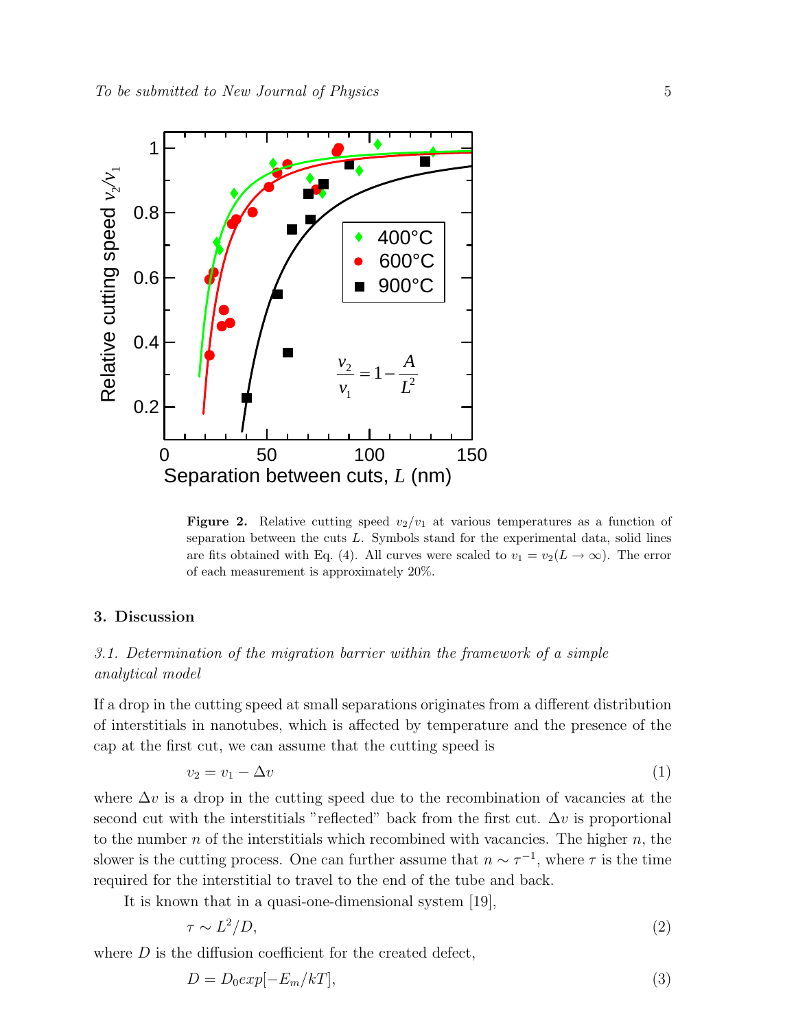**Figure 2.** Relative cutting speed $v_2/v_1$ at various temperatures as a function of separation between the cuts $L$. Symbols stand for the experimental data, solid lines are fits obtained with Eq. (4). All curves were scaled to $v_1 = v_2(L \to \infty)$. The error of each measurement is approximately 20%.

## 3. Discussion

### *3.1. Determination of the migration barrier within the framework of a simple analytical model*

If a drop in the cutting speed at small separations originates from a different distribution of interstitials in nanotubes, which is affected by temperature and the presence of the cap at the first cut, we can assume that the cutting speed is

$$v_2 = v_1 - \Delta v \tag{1}$$

where $\Delta v$ is a drop in the cutting speed due to the recombination of vacancies at the second cut with the interstitials "reflected" back from the first cut. $\Delta v$ is proportional to the number $n$ of the interstitials which recombined with vacancies. The higher $n$, the slower is the cutting process. One can further assume that $n \sim \tau^{-1}$, where $\tau$ is the time required for the interstitial to travel to the end of the tube and back.

It is known that in a quasi-one-dimensional system [19],

$$\tau \sim L^2/D, \tag{2}$$

where $D$ is the diffusion coefficient for the created defect,

$$D = D_0 exp[-E_m/kT], \tag{3}$$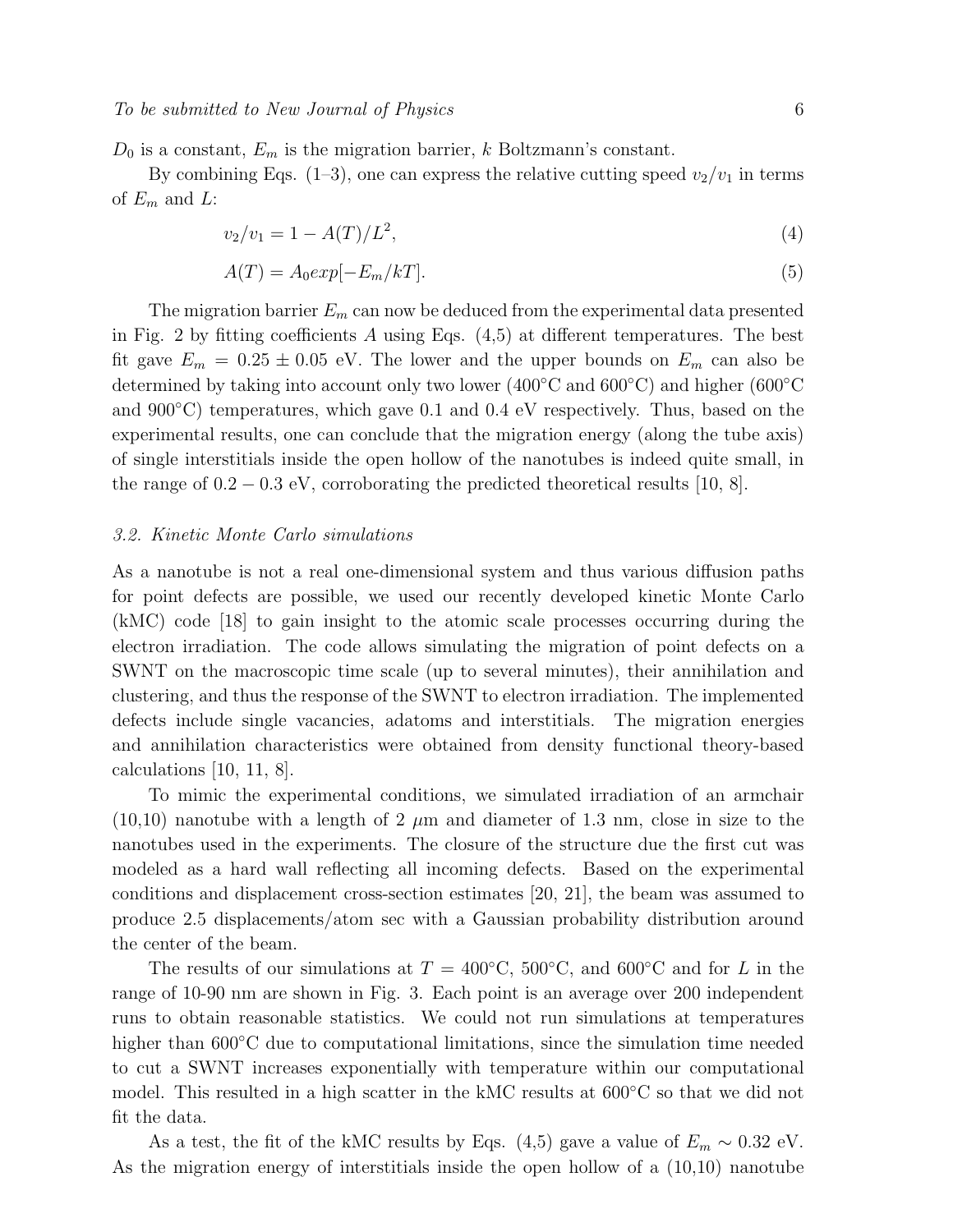$D_0$ is a constant, $E_m$ is the migration barrier, $k$ Boltzmann's constant.

By combining Eqs. (1–3), one can express the relative cutting speed $v_2/v_1$ in terms of $E_m$ and $L$:

$$v_2/v_1 = 1 - A(T)/L^2, \tag{4}$$

$$A(T) = A_0 exp[-E_m/kT]. \tag{5}$$

The migration barrier $E_m$ can now be deduced from the experimental data presented in Fig. 2 by fitting coefficients $A$ using Eqs. (4,5) at different temperatures. The best fit gave $E_m = 0.25 \pm 0.05$ eV. The lower and the upper bounds on $E_m$ can also be determined by taking into account only two lower (400°C and 600°C) and higher (600°C and 900°C) temperatures, which gave 0.1 and 0.4 eV respectively. Thus, based on the experimental results, one can conclude that the migration energy (along the tube axis) of single interstitials inside the open hollow of the nanotubes is indeed quite small, in the range of $0.2 - 0.3$ eV, corroborating the predicted theoretical results [10, 8].

### *3.2. Kinetic Monte Carlo simulations*

As a nanotube is not a real one-dimensional system and thus various diffusion paths for point defects are possible, we used our recently developed kinetic Monte Carlo (kMC) code [18] to gain insight to the atomic scale processes occurring during the electron irradiation. The code allows simulating the migration of point defects on a SWNT on the macroscopic time scale (up to several minutes), their annihilation and clustering, and thus the response of the SWNT to electron irradiation. The implemented defects include single vacancies, adatoms and interstitials. The migration energies and annihilation characteristics were obtained from density functional theory-based calculations [10, 11, 8].

To mimic the experimental conditions, we simulated irradiation of an armchair (10,10) nanotube with a length of 2 $\mu$m and diameter of 1.3 nm, close in size to the nanotubes used in the experiments. The closure of the structure due the first cut was modeled as a hard wall reflecting all incoming defects. Based on the experimental conditions and displacement cross-section estimates [20, 21], the beam was assumed to produce 2.5 displacements/atom sec with a Gaussian probability distribution around the center of the beam.

The results of our simulations at $T = 400$°C, 500°C, and 600°C and for $L$ in the range of 10-90 nm are shown in Fig. 3. Each point is an average over 200 independent runs to obtain reasonable statistics. We could not run simulations at temperatures higher than 600°C due to computational limitations, since the simulation time needed to cut a SWNT increases exponentially with temperature within our computational model. This resulted in a high scatter in the kMC results at 600°C so that we did not fit the data.

As a test, the fit of the kMC results by Eqs. (4,5) gave a value of $E_m \sim 0.32$ eV. As the migration energy of interstitials inside the open hollow of a (10,10) nanotube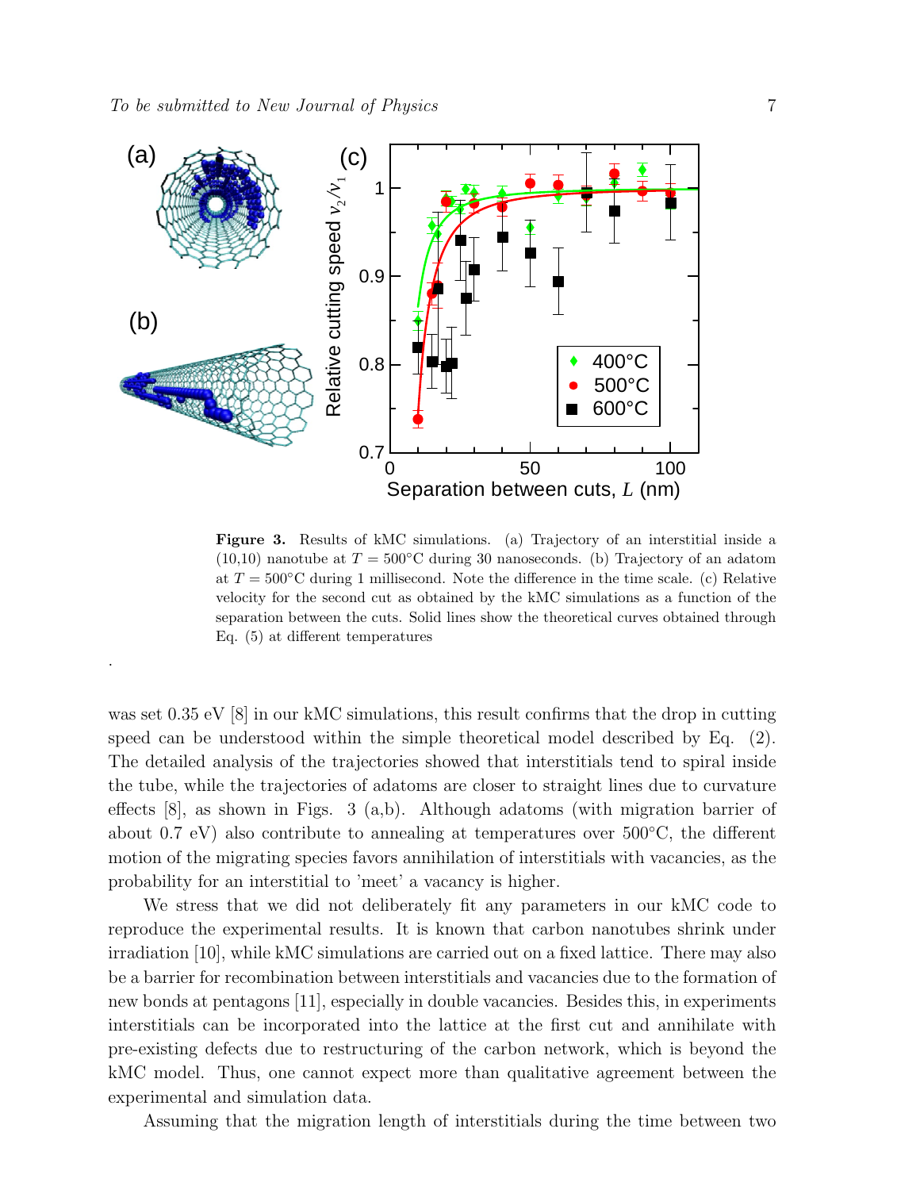**Figure 3.** Results of kMC simulations. (a) Trajectory of an interstitial inside a (10,10) nanotube at $T = 500°C$ during 30 nanoseconds. (b) Trajectory of an adatom at $T = 500°C$ during 1 millisecond. Note the difference in the time scale. (c) Relative velocity for the second cut as obtained by the kMC simulations as a function of the separation between the cuts. Solid lines show the theoretical curves obtained through Eq. (5) at different temperatures

.

was set 0.35 eV [8] in our kMC simulations, this result confirms that the drop in cutting speed can be understood within the simple theoretical model described by Eq. (2). The detailed analysis of the trajectories showed that interstitials tend to spiral inside the tube, while the trajectories of adatoms are closer to straight lines due to curvature effects [8], as shown in Figs. 3 (a,b). Although adatoms (with migration barrier of about 0.7 eV) also contribute to annealing at temperatures over 500°C, the different motion of the migrating species favors annihilation of interstitials with vacancies, as the probability for an interstitial to 'meet' a vacancy is higher.

We stress that we did not deliberately fit any parameters in our kMC code to reproduce the experimental results. It is known that carbon nanotubes shrink under irradiation [10], while kMC simulations are carried out on a fixed lattice. There may also be a barrier for recombination between interstitials and vacancies due to the formation of new bonds at pentagons [11], especially in double vacancies. Besides this, in experiments interstitials can be incorporated into the lattice at the first cut and annihilate with pre-existing defects due to restructuring of the carbon network, which is beyond the kMC model. Thus, one cannot expect more than qualitative agreement between the experimental and simulation data.

Assuming that the migration length of interstitials during the time between two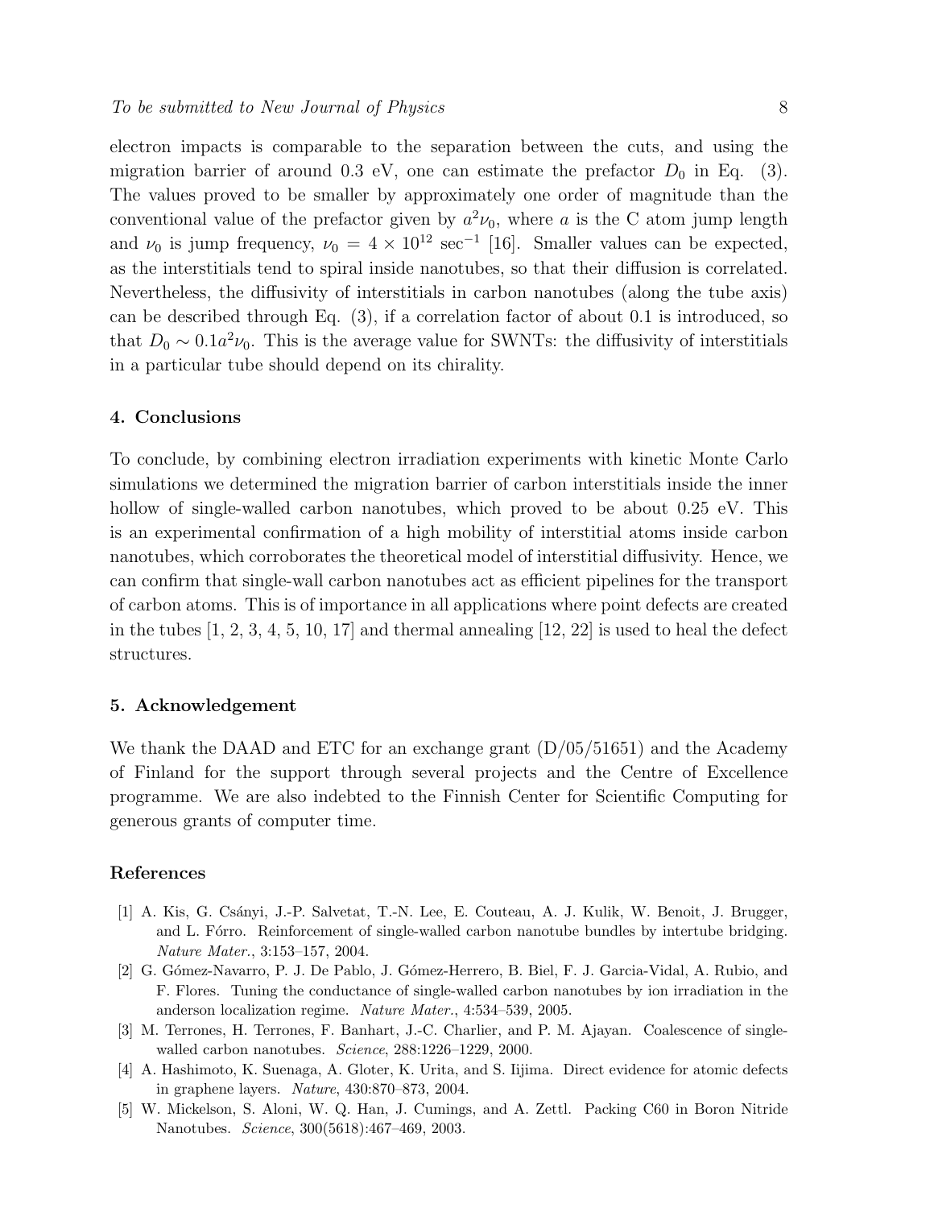electron impacts is comparable to the separation between the cuts, and using the migration barrier of around 0.3 eV, one can estimate the prefactor $D_0$ in Eq. (3). The values proved to be smaller by approximately one order of magnitude than the conventional value of the prefactor given by $a^2\nu_0$, where $a$ is the C atom jump length and $\nu_0$ is jump frequency, $\nu_0 = 4 \times 10^{12}$ sec$^{-1}$ [16]. Smaller values can be expected, as the interstitials tend to spiral inside nanotubes, so that their diffusion is correlated. Nevertheless, the diffusivity of interstitials in carbon nanotubes (along the tube axis) can be described through Eq. (3), if a correlation factor of about 0.1 is introduced, so that $D_0 \sim 0.1a^2\nu_0$. This is the average value for SWNTs: the diffusivity of interstitials in a particular tube should depend on its chirality.

## 4. Conclusions

To conclude, by combining electron irradiation experiments with kinetic Monte Carlo simulations we determined the migration barrier of carbon interstitials inside the inner hollow of single-walled carbon nanotubes, which proved to be about 0.25 eV. This is an experimental confirmation of a high mobility of interstitial atoms inside carbon nanotubes, which corroborates the theoretical model of interstitial diffusivity. Hence, we can confirm that single-wall carbon nanotubes act as efficient pipelines for the transport of carbon atoms. This is of importance in all applications where point defects are created in the tubes [1, 2, 3, 4, 5, 10, 17] and thermal annealing [12, 22] is used to heal the defect structures.

## 5. Acknowledgement

We thank the DAAD and ETC for an exchange grant (D/05/51651) and the Academy of Finland for the support through several projects and the Centre of Excellence programme. We are also indebted to the Finnish Center for Scientific Computing for generous grants of computer time.

## References

[1] A. Kis, G. Csányi, J.-P. Salvetat, T.-N. Lee, E. Couteau, A. J. Kulik, W. Benoit, J. Brugger, and L. Fórro. Reinforcement of single-walled carbon nanotube bundles by intertube bridging. *Nature Mater.*, 3:153–157, 2004.

[2] G. Gómez-Navarro, P. J. De Pablo, J. Gómez-Herrero, B. Biel, F. J. Garcia-Vidal, A. Rubio, and F. Flores. Tuning the conductance of single-walled carbon nanotubes by ion irradiation in the anderson localization regime. *Nature Mater.*, 4:534–539, 2005.

[3] M. Terrones, H. Terrones, F. Banhart, J.-C. Charlier, and P. M. Ajayan. Coalescence of single-walled carbon nanotubes. *Science*, 288:1226–1229, 2000.

[4] A. Hashimoto, K. Suenaga, A. Gloter, K. Urita, and S. Iijima. Direct evidence for atomic defects in graphene layers. *Nature*, 430:870–873, 2004.

[5] W. Mickelson, S. Aloni, W. Q. Han, J. Cumings, and A. Zettl. Packing C60 in Boron Nitride Nanotubes. *Science*, 300(5618):467–469, 2003.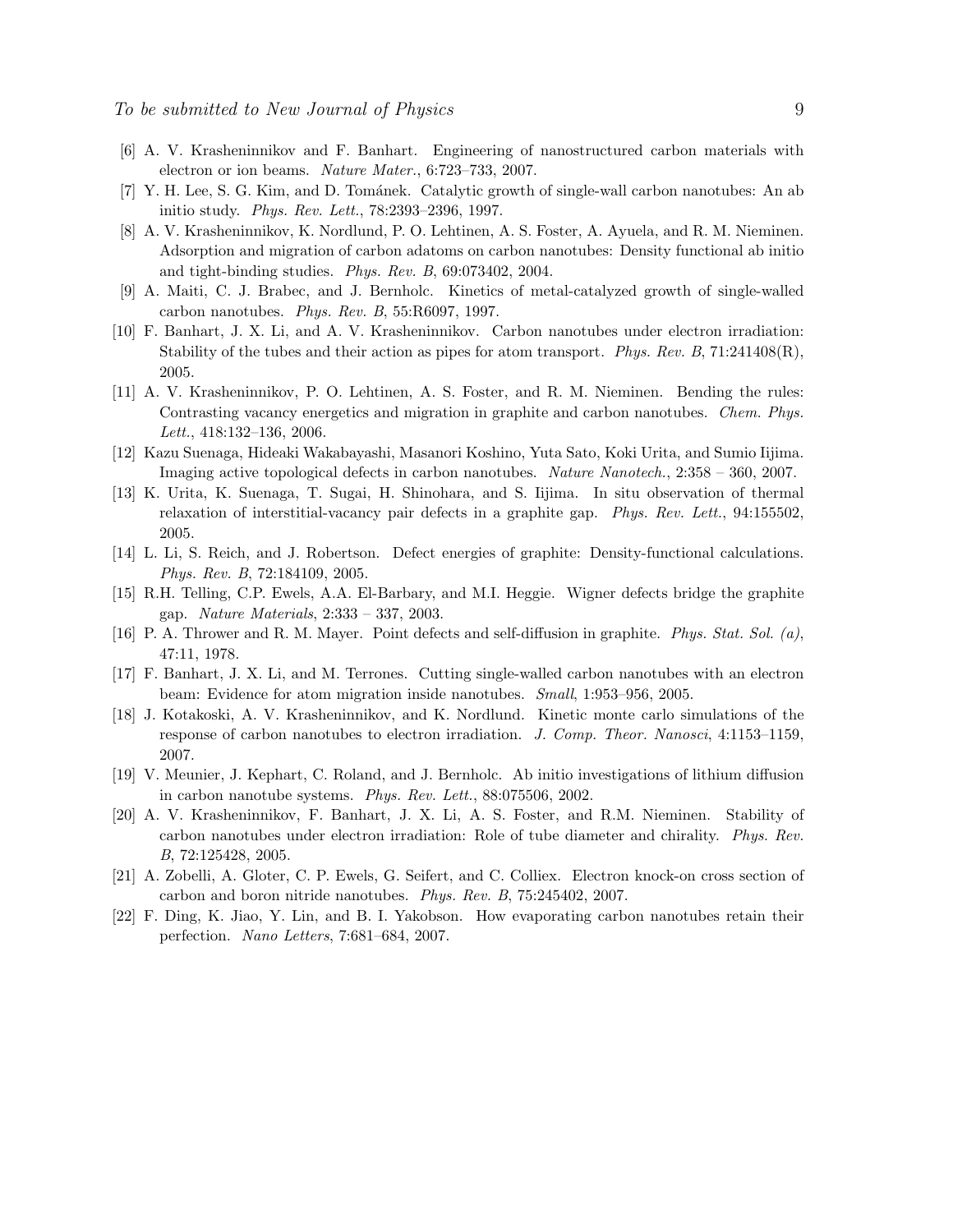[6] A. V. Krasheninnikov and F. Banhart. Engineering of nanostructured carbon materials with electron or ion beams. *Nature Mater.*, 6:723–733, 2007.

[7] Y. H. Lee, S. G. Kim, and D. Tománek. Catalytic growth of single-wall carbon nanotubes: An ab initio study. *Phys. Rev. Lett.*, 78:2393–2396, 1997.

[8] A. V. Krasheninnikov, K. Nordlund, P. O. Lehtinen, A. S. Foster, A. Ayuela, and R. M. Nieminen. Adsorption and migration of carbon adatoms on carbon nanotubes: Density functional ab initio and tight-binding studies. *Phys. Rev. B*, 69:073402, 2004.

[9] A. Maiti, C. J. Brabec, and J. Bernholc. Kinetics of metal-catalyzed growth of single-walled carbon nanotubes. *Phys. Rev. B*, 55:R6097, 1997.

[10] F. Banhart, J. X. Li, and A. V. Krasheninnikov. Carbon nanotubes under electron irradiation: Stability of the tubes and their action as pipes for atom transport. *Phys. Rev. B*, 71:241408(R), 2005.

[11] A. V. Krasheninnikov, P. O. Lehtinen, A. S. Foster, and R. M. Nieminen. Bending the rules: Contrasting vacancy energetics and migration in graphite and carbon nanotubes. *Chem. Phys. Lett.*, 418:132–136, 2006.

[12] Kazu Suenaga, Hideaki Wakabayashi, Masanori Koshino, Yuta Sato, Koki Urita, and Sumio Iijima. Imaging active topological defects in carbon nanotubes. *Nature Nanotech.*, 2:358 – 360, 2007.

[13] K. Urita, K. Suenaga, T. Sugai, H. Shinohara, and S. Iijima. In situ observation of thermal relaxation of interstitial-vacancy pair defects in a graphite gap. *Phys. Rev. Lett.*, 94:155502, 2005.

[14] L. Li, S. Reich, and J. Robertson. Defect energies of graphite: Density-functional calculations. *Phys. Rev. B*, 72:184109, 2005.

[15] R.H. Telling, C.P. Ewels, A.A. El-Barbary, and M.I. Heggie. Wigner defects bridge the graphite gap. *Nature Materials*, 2:333 – 337, 2003.

[16] P. A. Thrower and R. M. Mayer. Point defects and self-diffusion in graphite. *Phys. Stat. Sol. (a)*, 47:11, 1978.

[17] F. Banhart, J. X. Li, and M. Terrones. Cutting single-walled carbon nanotubes with an electron beam: Evidence for atom migration inside nanotubes. *Small*, 1:953–956, 2005.

[18] J. Kotakoski, A. V. Krasheninnikov, and K. Nordlund. Kinetic monte carlo simulations of the response of carbon nanotubes to electron irradiation. *J. Comp. Theor. Nanosci*, 4:1153–1159, 2007.

[19] V. Meunier, J. Kephart, C. Roland, and J. Bernholc. Ab initio investigations of lithium diffusion in carbon nanotube systems. *Phys. Rev. Lett.*, 88:075506, 2002.

[20] A. V. Krasheninnikov, F. Banhart, J. X. Li, A. S. Foster, and R.M. Nieminen. Stability of carbon nanotubes under electron irradiation: Role of tube diameter and chirality. *Phys. Rev. B*, 72:125428, 2005.

[21] A. Zobelli, A. Gloter, C. P. Ewels, G. Seifert, and C. Colliex. Electron knock-on cross section of carbon and boron nitride nanotubes. *Phys. Rev. B*, 75:245402, 2007.

[22] F. Ding, K. Jiao, Y. Lin, and B. I. Yakobson. How evaporating carbon nanotubes retain their perfection. *Nano Letters*, 7:681–684, 2007.